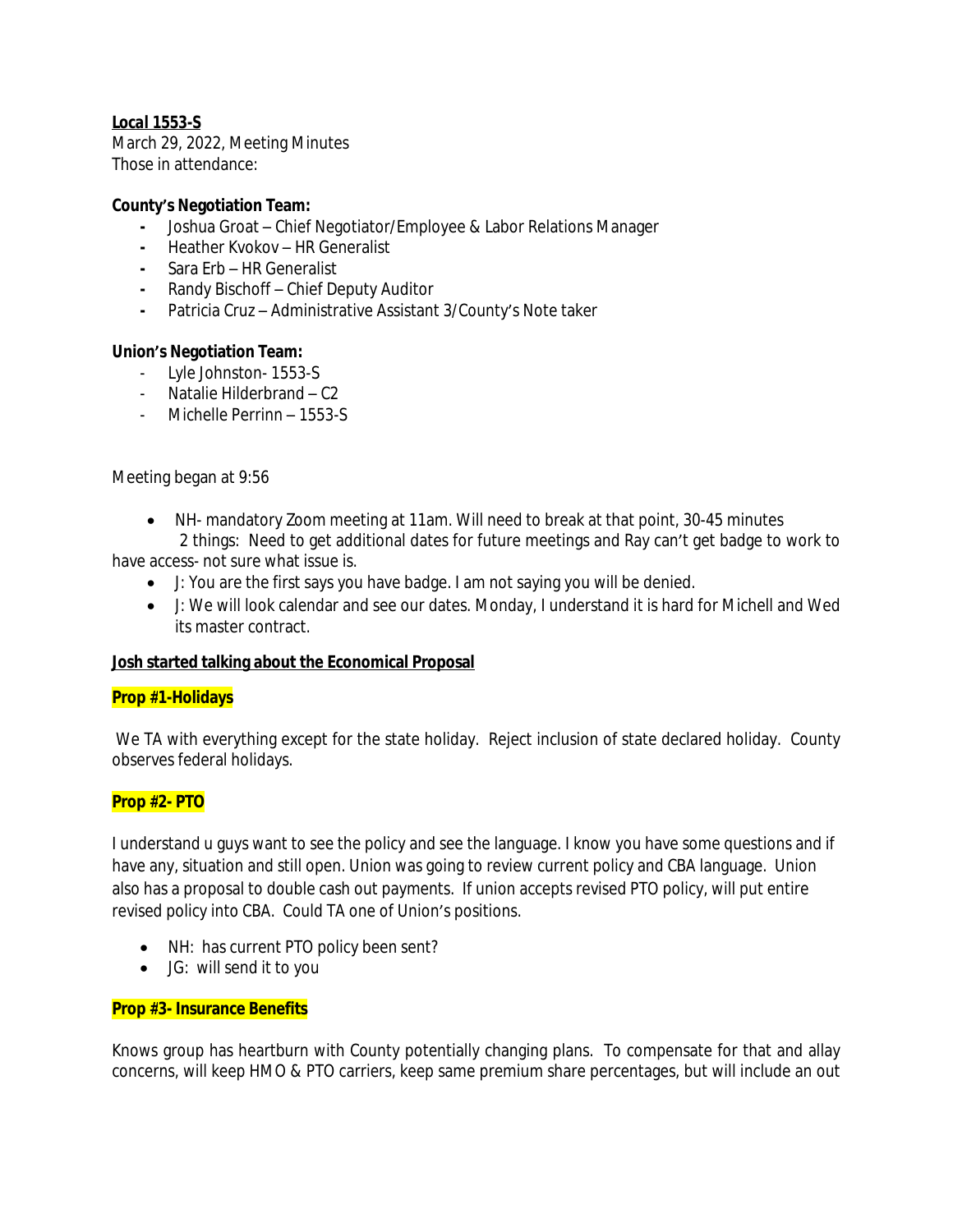**Local 1553-S**

March 29, 2022, Meeting Minutes
Those in attendance:

**County's Negotiation Team:**

- Joshua Groat – Chief Negotiator/Employee & Labor Relations Manager
- Heather Kvokov – HR Generalist
- Sara Erb – HR Generalist
- Randy Bischoff – Chief Deputy Auditor
- Patricia Cruz – Administrative Assistant 3/County's Note taker

**Union's Negotiation Team:**

- Lyle Johnston- 1553-S
- Natalie Hilderbrand – C2
- Michelle Perrinn – 1553-S

Meeting began at 9:56

- NH- mandatory Zoom meeting at 11am. Will need to break at that point, 30-45 minutes

2 things: Need to get additional dates for future meetings and Ray can't get badge to work to have access- not sure what issue is.

- J: You are the first says you have badge. I am not saying you will be denied.
- J: We will look calendar and see our dates. Monday, I understand it is hard for Michell and Wed its master contract.

**Josh started talking about the Economical Proposal**

**Prop #1-Holidays**

We TA with everything except for the state holiday. Reject inclusion of state declared holiday. County observes federal holidays.

**Prop #2- PTO**

I understand u guys want to see the policy and see the language. I know you have some questions and if have any, situation and still open. Union was going to review current policy and CBA language. Union also has a proposal to double cash out payments. If union accepts revised PTO policy, will put entire revised policy into CBA. Could TA one of Union's positions.

- NH: has current PTO policy been sent?
- JG: will send it to you

**Prop #3- Insurance Benefits**

Knows group has heartburn with County potentially changing plans. To compensate for that and allay concerns, will keep HMO & PTO carriers, keep same premium share percentages, but will include an out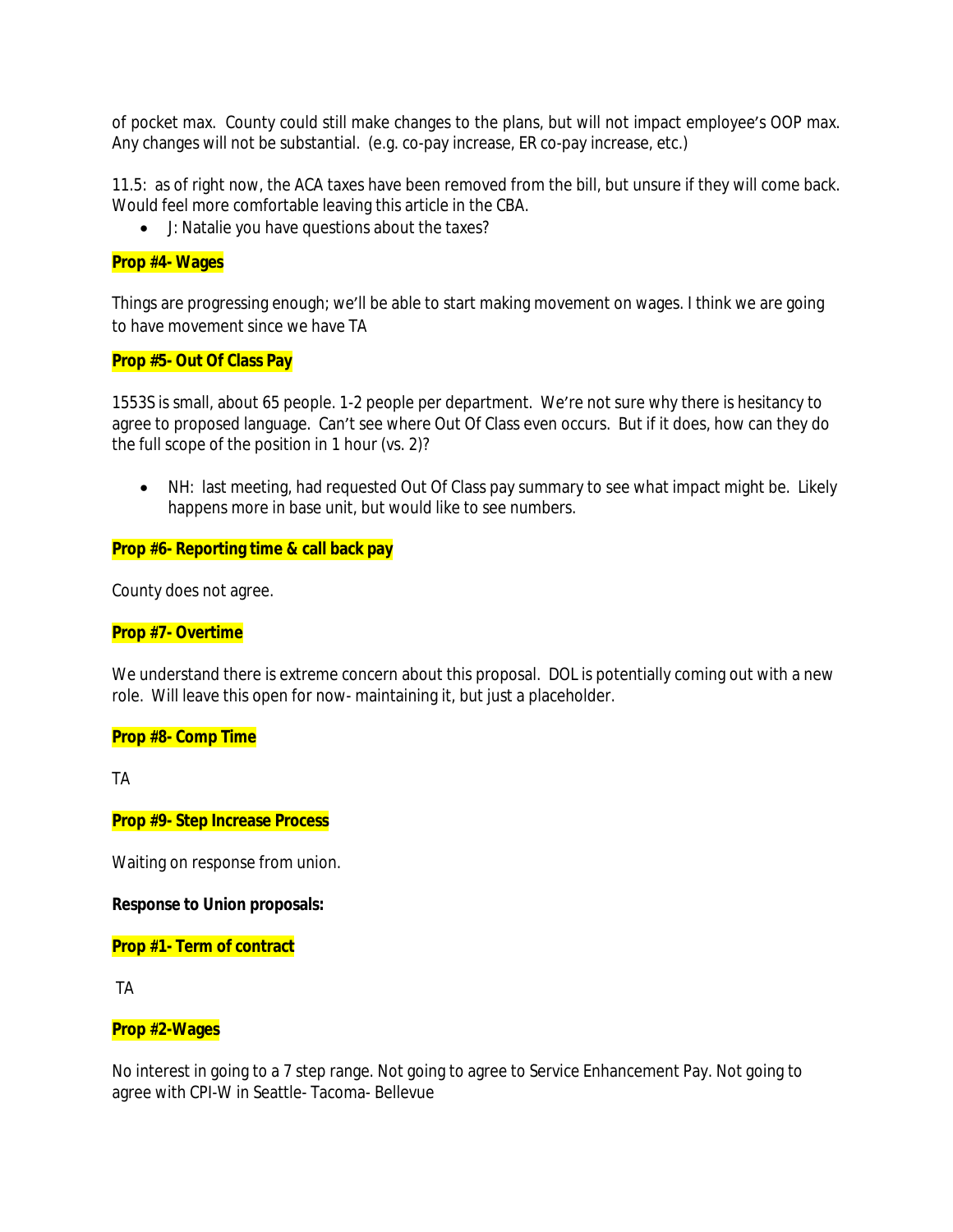of pocket max. County could still make changes to the plans, but will not impact employee's OOP max. Any changes will not be substantial. (e.g. co-pay increase, ER co-pay increase, etc.)

11.5: as of right now, the ACA taxes have been removed from the bill, but unsure if they will come back. Would feel more comfortable leaving this article in the CBA.

- J: Natalie you have questions about the taxes?

**Prop #4- Wages**

Things are progressing enough; we'll be able to start making movement on wages. I think we are going to have movement since we have TA

**Prop #5- Out Of Class Pay**

1553S is small, about 65 people. 1-2 people per department. We're not sure why there is hesitancy to agree to proposed language. Can't see where Out Of Class even occurs. But if it does, how can they do the full scope of the position in 1 hour (vs. 2)?

- NH: last meeting, had requested Out Of Class pay summary to see what impact might be. Likely happens more in base unit, but would like to see numbers.

**Prop #6- Reporting time & call back pay**

County does not agree.

**Prop #7- Overtime**

We understand there is extreme concern about this proposal. DOL is potentially coming out with a new role. Will leave this open for now- maintaining it, but just a placeholder.

**Prop #8- Comp Time**

TA

**Prop #9- Step Increase Process**

Waiting on response from union.

**Response to Union proposals:**

**Prop #1- Term of contract**

TA

**Prop #2-Wages**

No interest in going to a 7 step range. Not going to agree to Service Enhancement Pay. Not going to agree with CPI-W in Seattle- Tacoma- Bellevue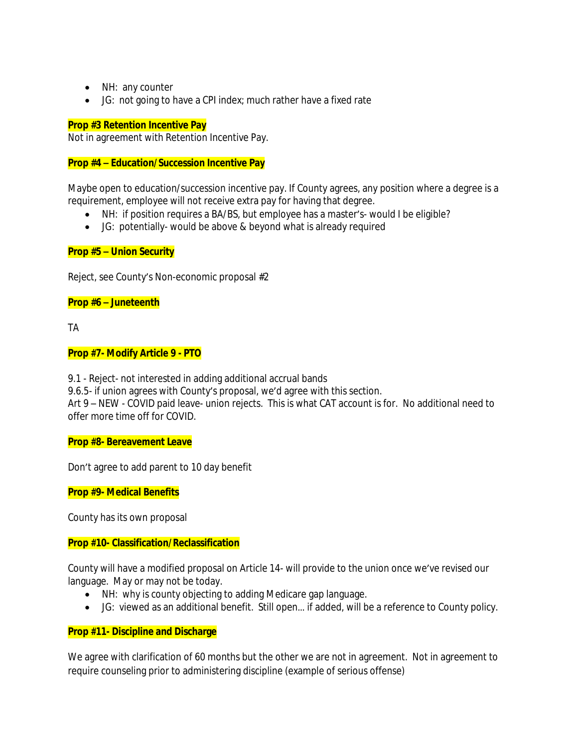- NH: any counter
- JG: not going to have a CPI index; much rather have a fixed rate

**Prop #3 Retention Incentive Pay**

Not in agreement with Retention Incentive Pay.

**Prop #4 – Education/Succession Incentive Pay**

Maybe open to education/succession incentive pay. If County agrees, any position where a degree is a requirement, employee will not receive extra pay for having that degree.

- NH: if position requires a BA/BS, but employee has a master's- would I be eligible?
- JG: potentially- would be above & beyond what is already required

**Prop #5 – Union Security**

Reject, see County's Non-economic proposal #2

**Prop #6 – Juneteenth**

TA

**Prop #7- Modify Article 9 - PTO**

9.1 - Reject- not interested in adding additional accrual bands
9.6.5- if union agrees with County's proposal, we'd agree with this section.
Art 9 – NEW - COVID paid leave- union rejects. This is what CAT account is for. No additional need to offer more time off for COVID.

**Prop #8- Bereavement Leave**

Don't agree to add parent to 10 day benefit

**Prop #9- Medical Benefits**

County has its own proposal

**Prop #10- Classification/Reclassification**

County will have a modified proposal on Article 14- will provide to the union once we've revised our language. May or may not be today.

- NH: why is county objecting to adding Medicare gap language.
- JG: viewed as an additional benefit. Still open… if added, will be a reference to County policy.

**Prop #11- Discipline and Discharge**

We agree with clarification of 60 months but the other we are not in agreement. Not in agreement to require counseling prior to administering discipline (example of serious offense)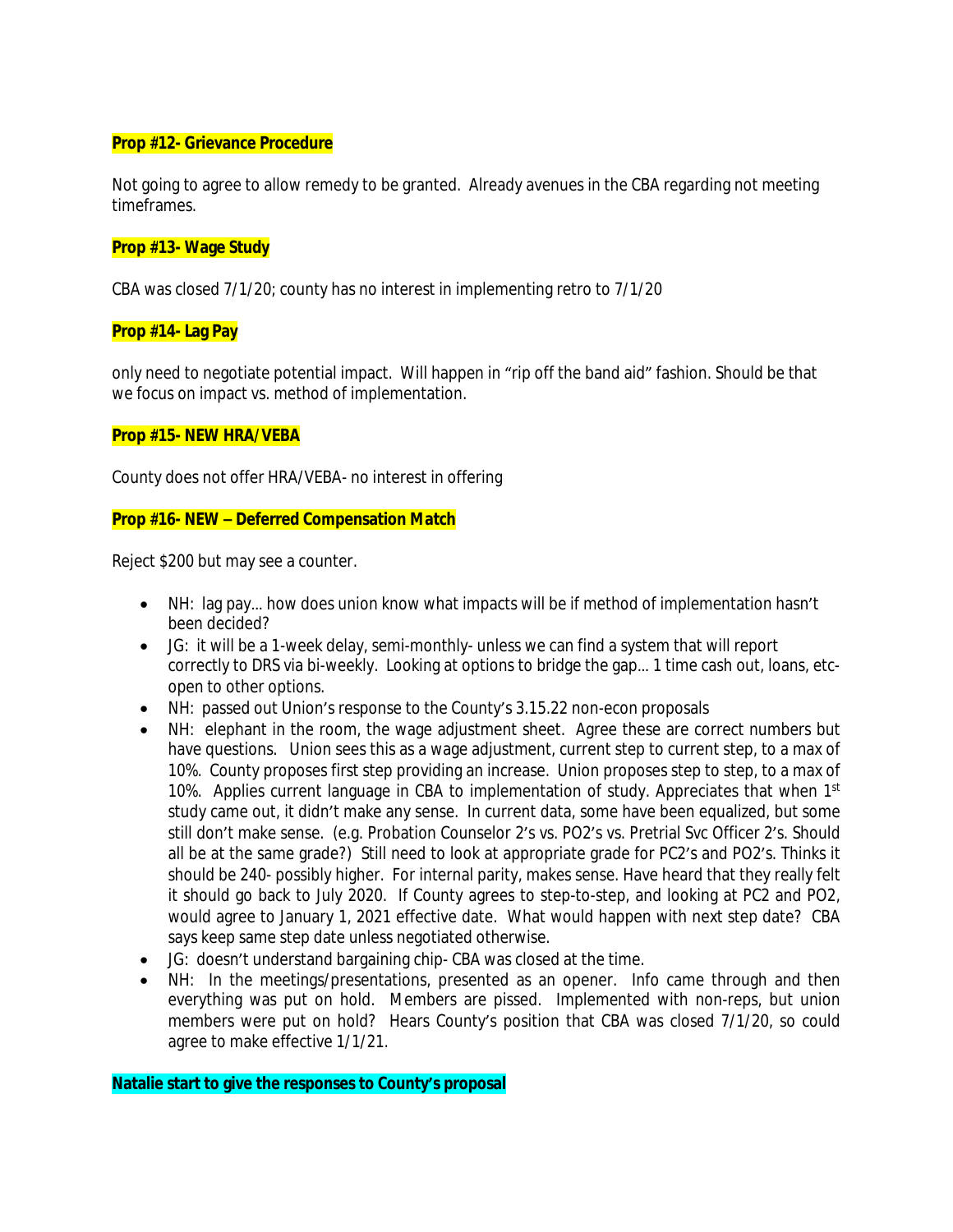**Prop #12- Grievance Procedure**

Not going to agree to allow remedy to be granted. Already avenues in the CBA regarding not meeting timeframes.

**Prop #13- Wage Study**

CBA was closed 7/1/20; county has no interest in implementing retro to 7/1/20

**Prop #14- Lag Pay**

only need to negotiate potential impact. Will happen in "rip off the band aid" fashion. Should be that we focus on impact vs. method of implementation.

**Prop #15- NEW HRA/VEBA**

County does not offer HRA/VEBA- no interest in offering

**Prop #16- NEW – Deferred Compensation Match**

Reject $200 but may see a counter.

- NH: lag pay… how does union know what impacts will be if method of implementation hasn't been decided?
- JG: it will be a 1-week delay, semi-monthly- unless we can find a system that will report correctly to DRS via bi-weekly. Looking at options to bridge the gap… 1 time cash out, loans, etc- open to other options.
- NH: passed out Union's response to the County's 3.15.22 non-econ proposals
- NH: elephant in the room, the wage adjustment sheet. Agree these are correct numbers but have questions. Union sees this as a wage adjustment, current step to current step, to a max of 10%. County proposes first step providing an increase. Union proposes step to step, to a max of 10%. Applies current language in CBA to implementation of study. Appreciates that when 1st study came out, it didn't make any sense. In current data, some have been equalized, but some still don't make sense. (e.g. Probation Counselor 2's vs. PO2's vs. Pretrial Svc Officer 2's. Should all be at the same grade?) Still need to look at appropriate grade for PC2's and PO2's. Thinks it should be 240- possibly higher. For internal parity, makes sense. Have heard that they really felt it should go back to July 2020. If County agrees to step-to-step, and looking at PC2 and PO2, would agree to January 1, 2021 effective date. What would happen with next step date? CBA says keep same step date unless negotiated otherwise.
- JG: doesn't understand bargaining chip- CBA was closed at the time.
- NH: In the meetings/presentations, presented as an opener. Info came through and then everything was put on hold. Members are pissed. Implemented with non-reps, but union members were put on hold? Hears County's position that CBA was closed 7/1/20, so could agree to make effective 1/1/21.

**Natalie start to give the responses to County's proposal**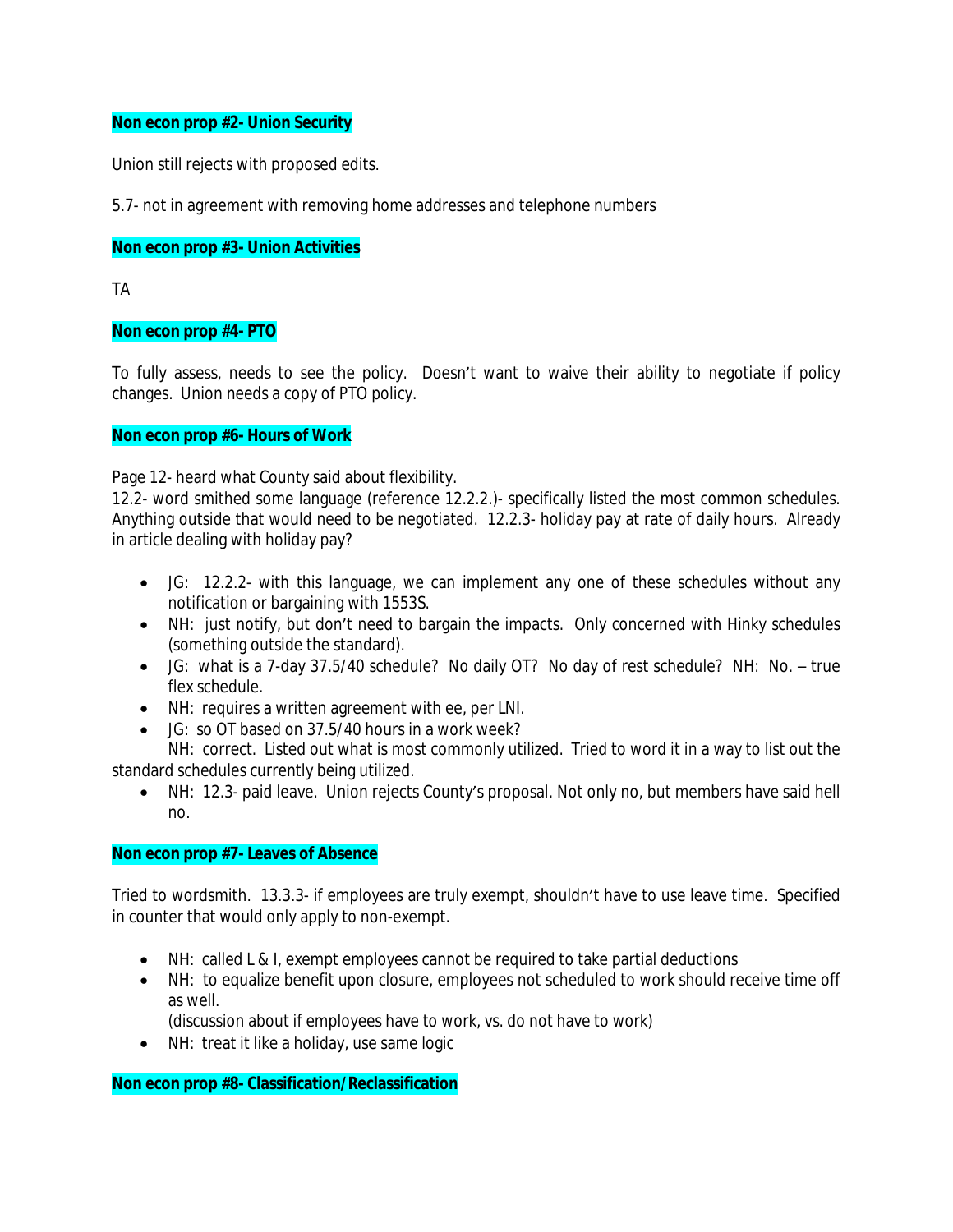**Non econ prop #2- Union Security**

Union still rejects with proposed edits.

5.7- not in agreement with removing home addresses and telephone numbers

**Non econ prop #3- Union Activities**

TA

**Non econ prop #4- PTO**

To fully assess, needs to see the policy. Doesn't want to waive their ability to negotiate if policy changes. Union needs a copy of PTO policy.

**Non econ prop #6- Hours of Work**

Page 12- heard what County said about flexibility.
12.2- word smithed some language (reference 12.2.2.)- specifically listed the most common schedules. Anything outside that would need to be negotiated. 12.2.3- holiday pay at rate of daily hours. Already in article dealing with holiday pay?

- JG: 12.2.2- with this language, we can implement any one of these schedules without any notification or bargaining with 1553S.
- NH: just notify, but don't need to bargain the impacts. Only concerned with Hinky schedules (something outside the standard).
- JG: what is a 7-day 37.5/40 schedule? No daily OT? No day of rest schedule? NH: No. – true flex schedule.
- NH: requires a written agreement with ee, per LNI.
- JG: so OT based on 37.5/40 hours in a work week?

NH: correct. Listed out what is most commonly utilized. Tried to word it in a way to list out the standard schedules currently being utilized.

- NH: 12.3- paid leave. Union rejects County's proposal. Not only no, but members have said hell no.

**Non econ prop #7- Leaves of Absence**

Tried to wordsmith. 13.3.3- if employees are truly exempt, shouldn't have to use leave time. Specified in counter that would only apply to non-exempt.

- NH: called L & I, exempt employees cannot be required to take partial deductions
- NH: to equalize benefit upon closure, employees not scheduled to work should receive time off as well.

  (discussion about if employees have to work, vs. do not have to work)
- NH: treat it like a holiday, use same logic

**Non econ prop #8- Classification/Reclassification**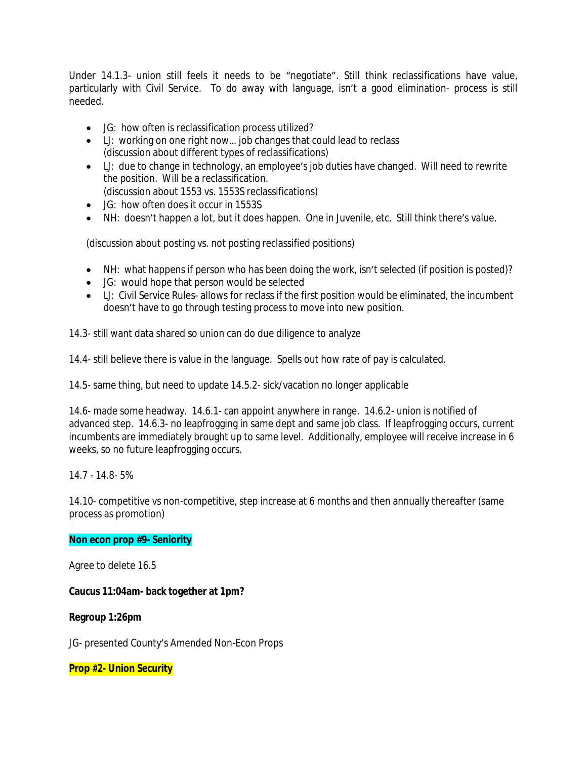Under 14.1.3- union still feels it needs to be "negotiate". Still think reclassifications have value, particularly with Civil Service. To do away with language, isn't a good elimination- process is still needed.

- JG: how often is reclassification process utilized?
- LJ: working on one right now… job changes that could lead to reclass
  (discussion about different types of reclassifications)
- LJ: due to change in technology, an employee's job duties have changed. Will need to rewrite the position. Will be a reclassification.
  (discussion about 1553 vs. 1553S reclassifications)
- JG: how often does it occur in 1553S
- NH: doesn't happen a lot, but it does happen. One in Juvenile, etc. Still think there's value.

(discussion about posting vs. not posting reclassified positions)

- NH: what happens if person who has been doing the work, isn't selected (if position is posted)?
- JG: would hope that person would be selected
- LJ: Civil Service Rules- allows for reclass if the first position would be eliminated, the incumbent doesn't have to go through testing process to move into new position.

14.3- still want data shared so union can do due diligence to analyze

14.4- still believe there is value in the language. Spells out how rate of pay is calculated.

14.5- same thing, but need to update 14.5.2- sick/vacation no longer applicable

14.6- made some headway. 14.6.1- can appoint anywhere in range. 14.6.2- union is notified of advanced step. 14.6.3- no leapfrogging in same dept and same job class. If leapfrogging occurs, current incumbents are immediately brought up to same level. Additionally, employee will receive increase in 6 weeks, so no future leapfrogging occurs.

14.7 - 14.8- 5%

14.10- competitive vs non-competitive, step increase at 6 months and then annually thereafter (same process as promotion)

**Non econ prop #9- Seniority**

Agree to delete 16.5

**Caucus 11:04am- back together at 1pm?**

**Regroup 1:26pm**

JG- presented County's Amended Non-Econ Props

**Prop #2- Union Security**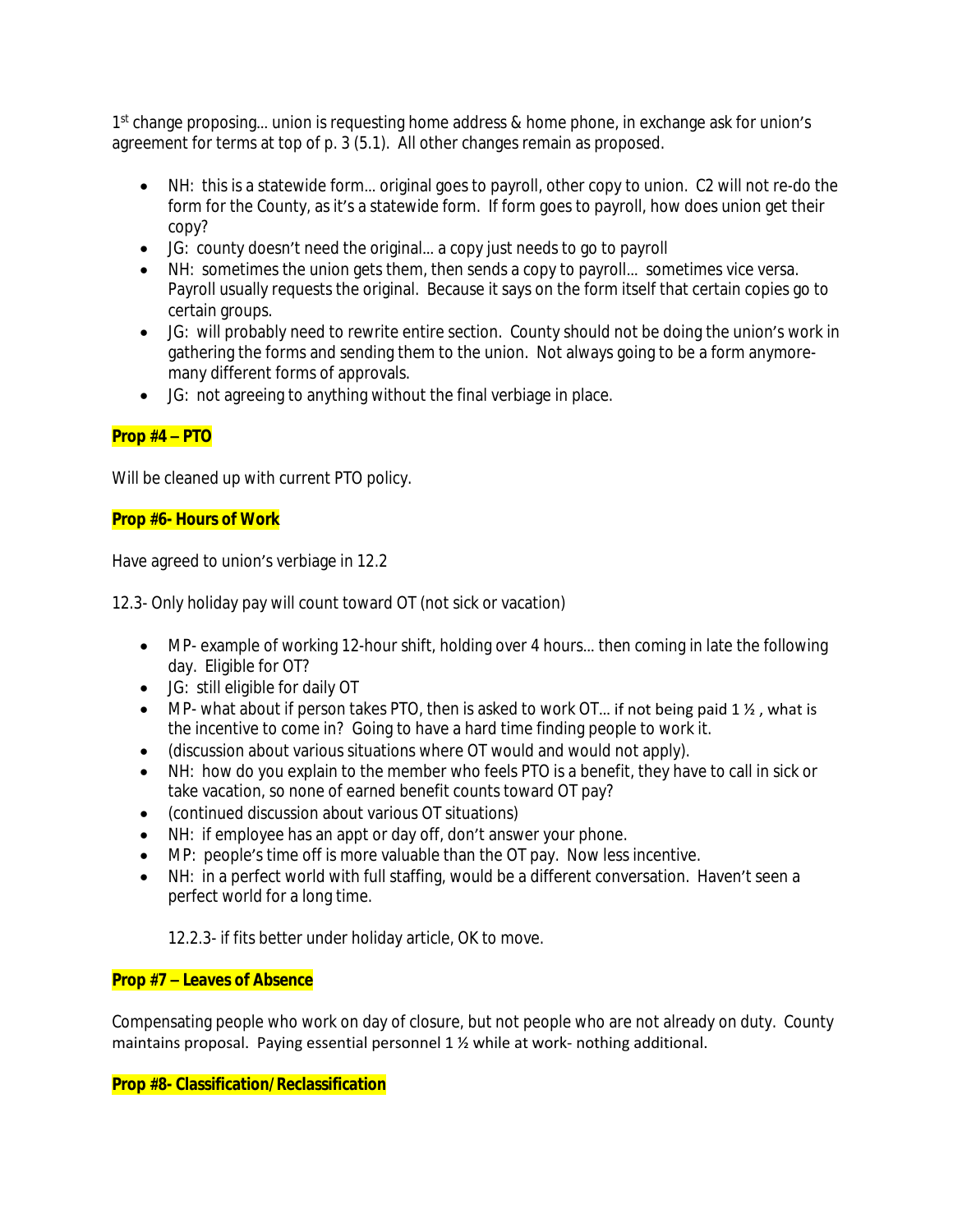1st change proposing… union is requesting home address & home phone, in exchange ask for union's agreement for terms at top of p. 3 (5.1). All other changes remain as proposed.

- NH: this is a statewide form… original goes to payroll, other copy to union. C2 will not re-do the form for the County, as it's a statewide form. If form goes to payroll, how does union get their copy?
- JG: county doesn't need the original… a copy just needs to go to payroll
- NH: sometimes the union gets them, then sends a copy to payroll… sometimes vice versa. Payroll usually requests the original. Because it says on the form itself that certain copies go to certain groups.
- JG: will probably need to rewrite entire section. County should not be doing the union's work in gathering the forms and sending them to the union. Not always going to be a form anymore- many different forms of approvals.
- JG: not agreeing to anything without the final verbiage in place.

**Prop #4 – PTO**

Will be cleaned up with current PTO policy.

**Prop #6- Hours of Work**

Have agreed to union's verbiage in 12.2

12.3- Only holiday pay will count toward OT (not sick or vacation)

- MP- example of working 12-hour shift, holding over 4 hours… then coming in late the following day. Eligible for OT?
- JG: still eligible for daily OT
- MP- what about if person takes PTO, then is asked to work OT… if not being paid 1 ½ , what is the incentive to come in? Going to have a hard time finding people to work it.
- (discussion about various situations where OT would and would not apply).
- NH: how do you explain to the member who feels PTO is a benefit, they have to call in sick or take vacation, so none of earned benefit counts toward OT pay?
- (continued discussion about various OT situations)
- NH: if employee has an appt or day off, don't answer your phone.
- MP: people's time off is more valuable than the OT pay. Now less incentive.
- NH: in a perfect world with full staffing, would be a different conversation. Haven't seen a perfect world for a long time.

  12.2.3- if fits better under holiday article, OK to move.

**Prop #7 – Leaves of Absence**

Compensating people who work on day of closure, but not people who are not already on duty. County maintains proposal. Paying essential personnel 1 ½ while at work- nothing additional.

**Prop #8- Classification/Reclassification**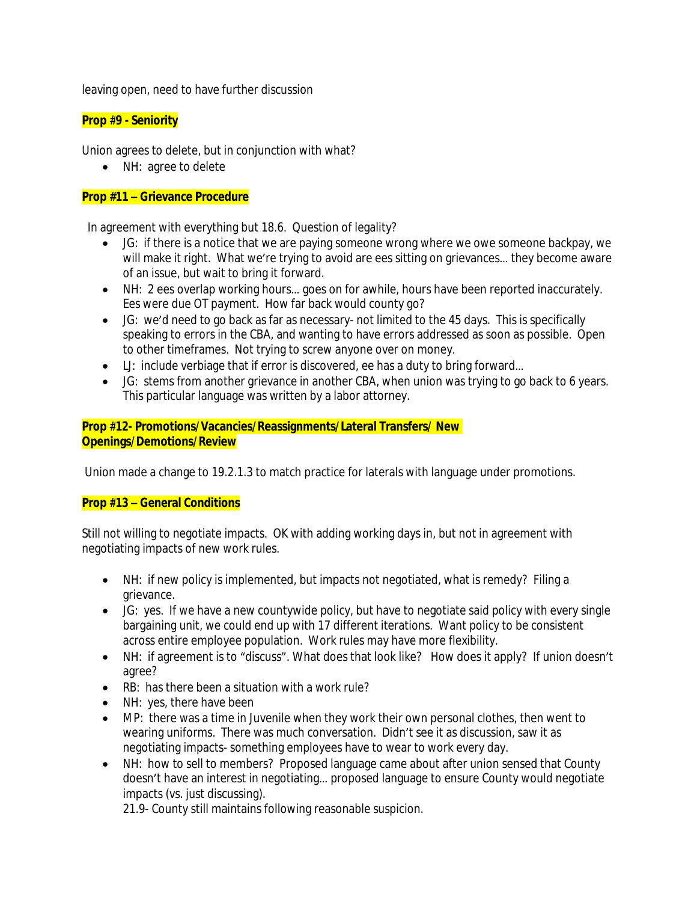leaving open, need to have further discussion

**Prop #9 - Seniority**

Union agrees to delete, but in conjunction with what?

- NH: agree to delete

**Prop #11 – Grievance Procedure**

In agreement with everything but 18.6. Question of legality?

- JG: if there is a notice that we are paying someone wrong where we owe someone backpay, we will make it right. What we're trying to avoid are ees sitting on grievances… they become aware of an issue, but wait to bring it forward.
- NH: 2 ees overlap working hours… goes on for awhile, hours have been reported inaccurately. Ees were due OT payment. How far back would county go?
- JG: we'd need to go back as far as necessary- not limited to the 45 days. This is specifically speaking to errors in the CBA, and wanting to have errors addressed as soon as possible. Open to other timeframes. Not trying to screw anyone over on money.
- LJ: include verbiage that if error is discovered, ee has a duty to bring forward…
- JG: stems from another grievance in another CBA, when union was trying to go back to 6 years. This particular language was written by a labor attorney.

**Prop #12- Promotions/Vacancies/Reassignments/Lateral Transfers/ New Openings/Demotions/Review**

Union made a change to 19.2.1.3 to match practice for laterals with language under promotions.

**Prop #13 – General Conditions**

Still not willing to negotiate impacts. OK with adding working days in, but not in agreement with negotiating impacts of new work rules.

- NH: if new policy is implemented, but impacts not negotiated, what is remedy? Filing a grievance.
- JG: yes. If we have a new countywide policy, but have to negotiate said policy with every single bargaining unit, we could end up with 17 different iterations. Want policy to be consistent across entire employee population. Work rules may have more flexibility.
- NH: if agreement is to "discuss". What does that look like? How does it apply? If union doesn't agree?
- RB: has there been a situation with a work rule?
- NH: yes, there have been
- MP: there was a time in Juvenile when they work their own personal clothes, then went to wearing uniforms. There was much conversation. Didn't see it as discussion, saw it as negotiating impacts- something employees have to wear to work every day.
- NH: how to sell to members? Proposed language came about after union sensed that County doesn't have an interest in negotiating… proposed language to ensure County would negotiate impacts (vs. just discussing).
  21.9- County still maintains following reasonable suspicion.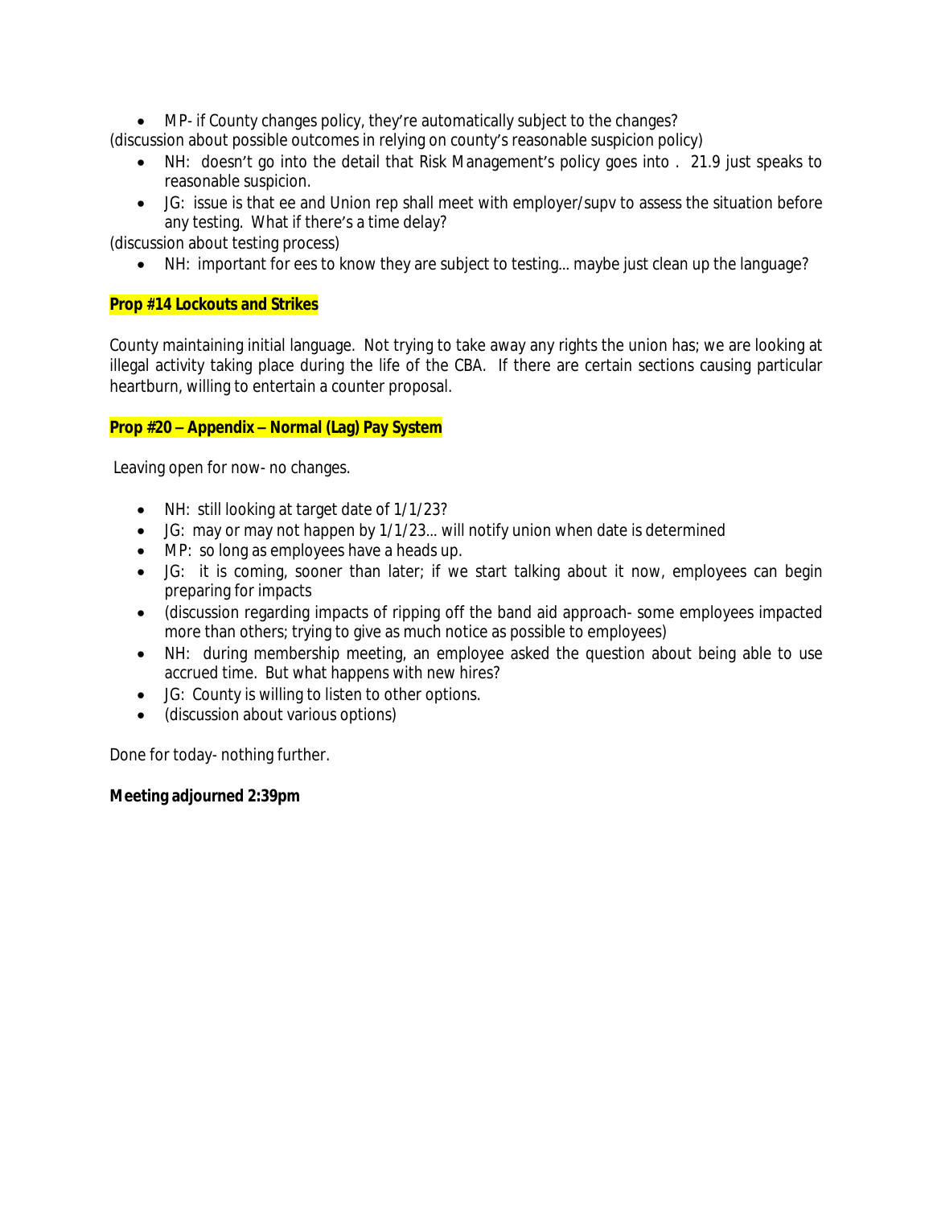- MP- if County changes policy, they're automatically subject to the changes?

(discussion about possible outcomes in relying on county's reasonable suspicion policy)

- NH: doesn't go into the detail that Risk Management's policy goes into . 21.9 just speaks to reasonable suspicion.
- JG: issue is that ee and Union rep shall meet with employer/supv to assess the situation before any testing. What if there's a time delay?

(discussion about testing process)

- NH: important for ees to know they are subject to testing… maybe just clean up the language?

**Prop #14 Lockouts and Strikes**

County maintaining initial language. Not trying to take away any rights the union has; we are looking at illegal activity taking place during the life of the CBA. If there are certain sections causing particular heartburn, willing to entertain a counter proposal.

**Prop #20 – Appendix – Normal (Lag) Pay System**

Leaving open for now- no changes.

- NH: still looking at target date of 1/1/23?
- JG: may or may not happen by 1/1/23… will notify union when date is determined
- MP: so long as employees have a heads up.
- JG: it is coming, sooner than later; if we start talking about it now, employees can begin preparing for impacts
- (discussion regarding impacts of ripping off the band aid approach- some employees impacted more than others; trying to give as much notice as possible to employees)
- NH: during membership meeting, an employee asked the question about being able to use accrued time. But what happens with new hires?
- JG: County is willing to listen to other options.
- (discussion about various options)

Done for today- nothing further.

**Meeting adjourned 2:39pm**